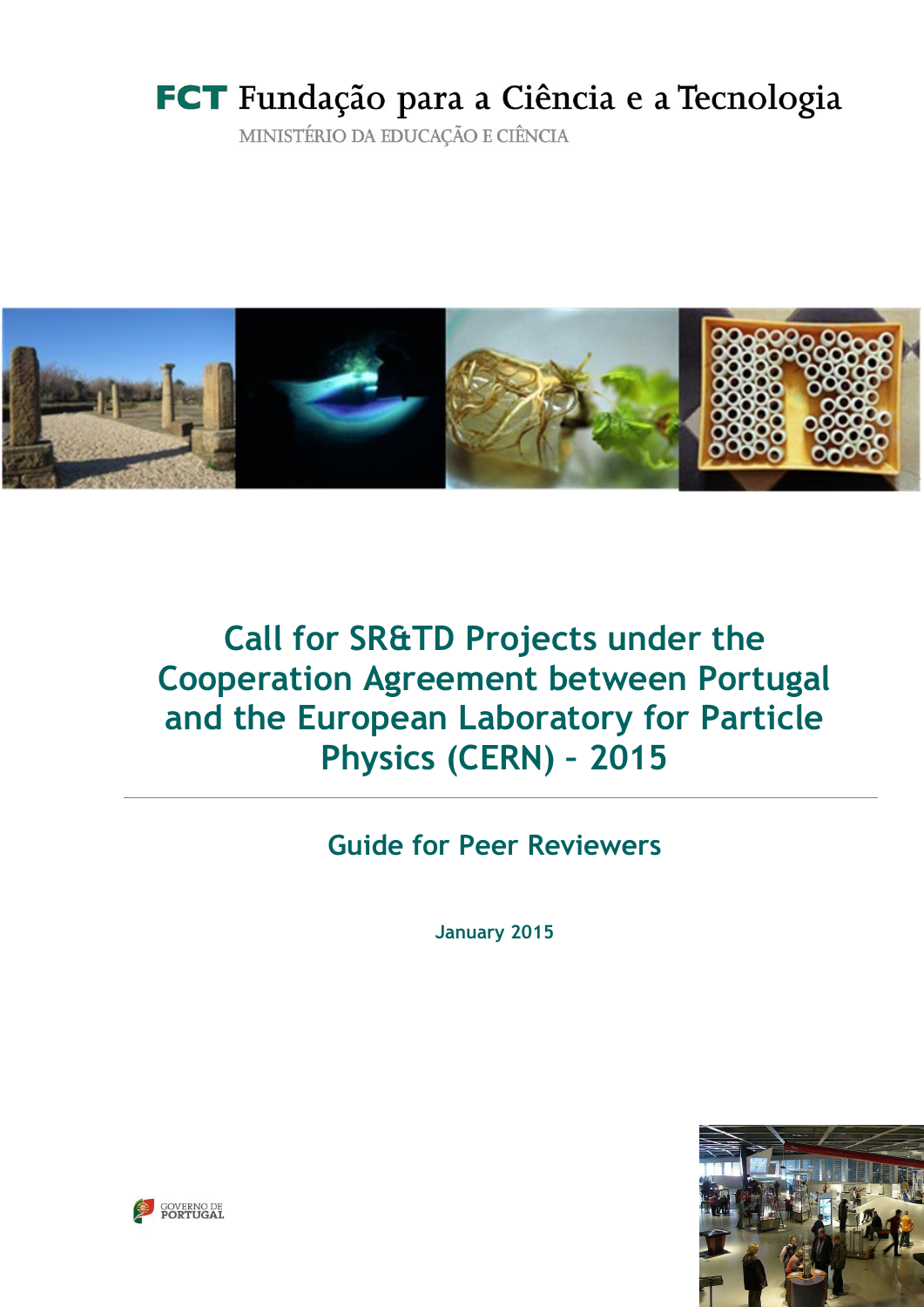FCT Fundação para a Ciência e a Tecnologia

MINISTÉRIO DA EDUCAÇÃO E CIÊNCIA

# Call for SR&TD Projects under the Cooperation Agreement between Portugal and the European Laboratory for Particle Physics (CERN) – 2015

## Guide for Peer Reviewers

**January 2015**

GOVERNO DE PORTUGAL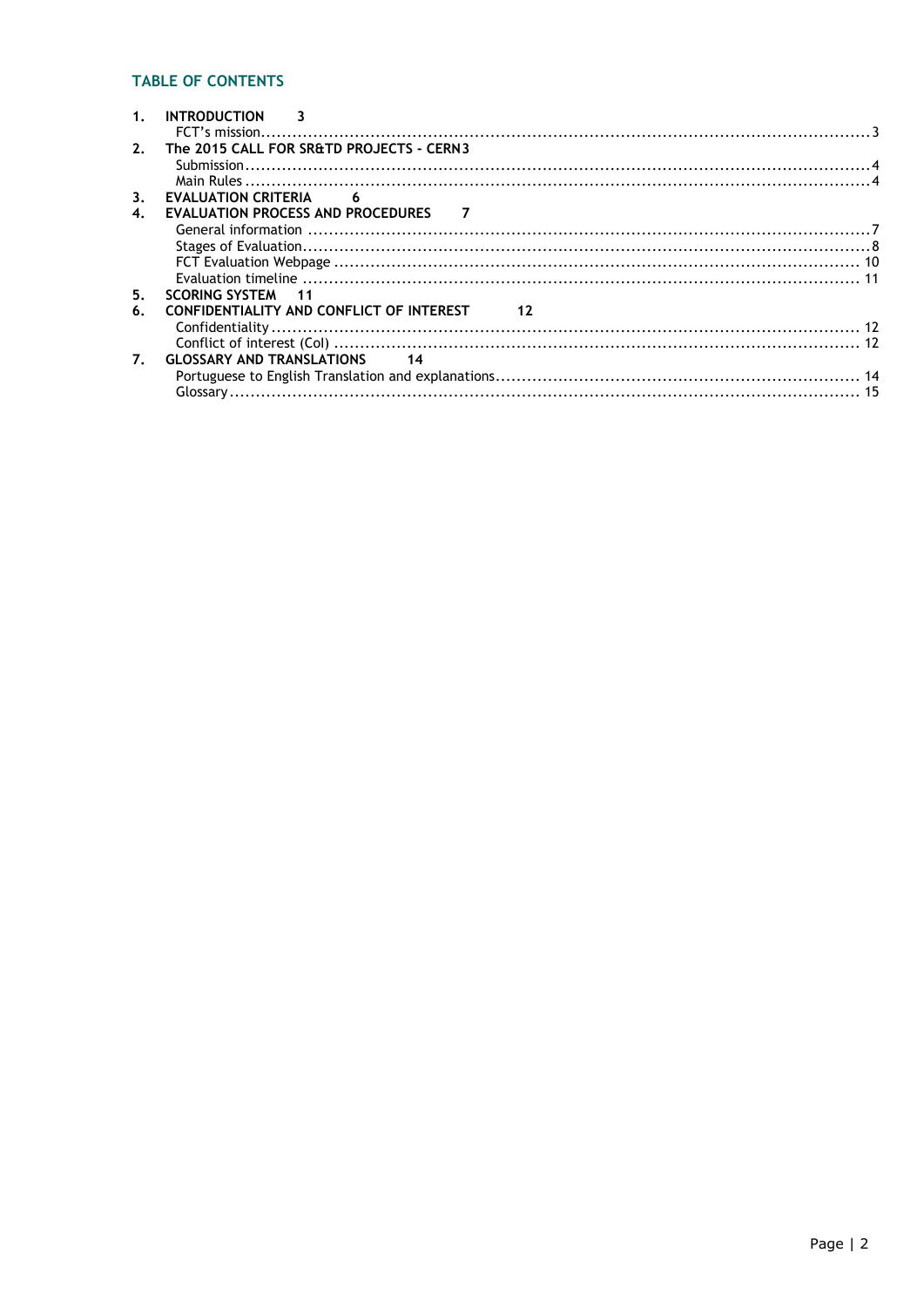## TABLE OF CONTENTS

1. **INTRODUCTION** 3
   - FCT's mission ..... 3
2. **The 2015 CALL FOR SR&TD PROJECTS - CERN** 3
   - Submission ..... 4
   - Main Rules ..... 4
3. **EVALUATION CRITERIA** 6
4. **EVALUATION PROCESS AND PROCEDURES** 7
   - General information ..... 7
   - Stages of Evaluation ..... 8
   - FCT Evaluation Webpage ..... 10
   - Evaluation timeline ..... 11
5. **SCORING SYSTEM** 11
6. **CONFIDENTIALITY AND CONFLICT OF INTEREST** 12
   - Confidentiality ..... 12
   - Conflict of interest (CoI) ..... 12
7. **GLOSSARY AND TRANSLATIONS** 14
   - Portuguese to English Translation and explanations ..... 14
   - Glossary ..... 15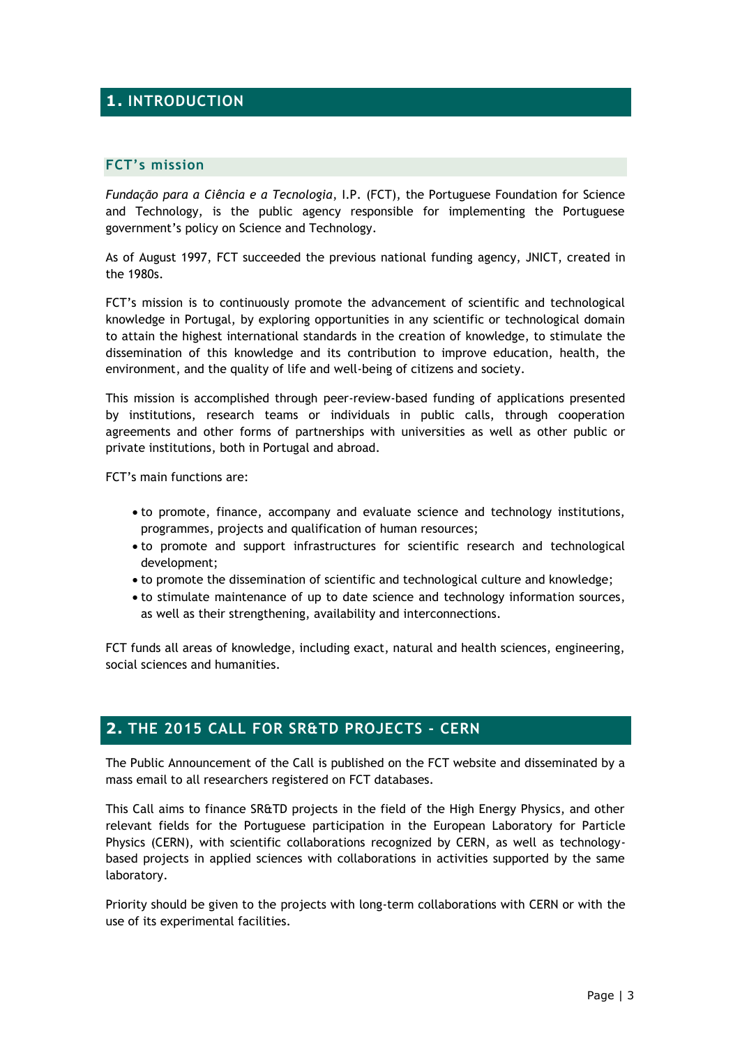# 1. INTRODUCTION

## FCT's mission

*Fundação para a Ciência e a Tecnologia*, I.P. (FCT), the Portuguese Foundation for Science and Technology, is the public agency responsible for implementing the Portuguese government's policy on Science and Technology.

As of August 1997, FCT succeeded the previous national funding agency, JNICT, created in the 1980s.

FCT's mission is to continuously promote the advancement of scientific and technological knowledge in Portugal, by exploring opportunities in any scientific or technological domain to attain the highest international standards in the creation of knowledge, to stimulate the dissemination of this knowledge and its contribution to improve education, health, the environment, and the quality of life and well-being of citizens and society.

This mission is accomplished through peer-review-based funding of applications presented by institutions, research teams or individuals in public calls, through cooperation agreements and other forms of partnerships with universities as well as other public or private institutions, both in Portugal and abroad.

FCT's main functions are:

- to promote, finance, accompany and evaluate science and technology institutions, programmes, projects and qualification of human resources;
- to promote and support infrastructures for scientific research and technological development;
- to promote the dissemination of scientific and technological culture and knowledge;
- to stimulate maintenance of up to date science and technology information sources, as well as their strengthening, availability and interconnections.

FCT funds all areas of knowledge, including exact, natural and health sciences, engineering, social sciences and humanities.

# 2. THE 2015 CALL FOR SR&TD PROJECTS - CERN

The Public Announcement of the Call is published on the FCT website and disseminated by a mass email to all researchers registered on FCT databases.

This Call aims to finance SR&TD projects in the field of the High Energy Physics, and other relevant fields for the Portuguese participation in the European Laboratory for Particle Physics (CERN), with scientific collaborations recognized by CERN, as well as technology-based projects in applied sciences with collaborations in activities supported by the same laboratory.

Priority should be given to the projects with long-term collaborations with CERN or with the use of its experimental facilities.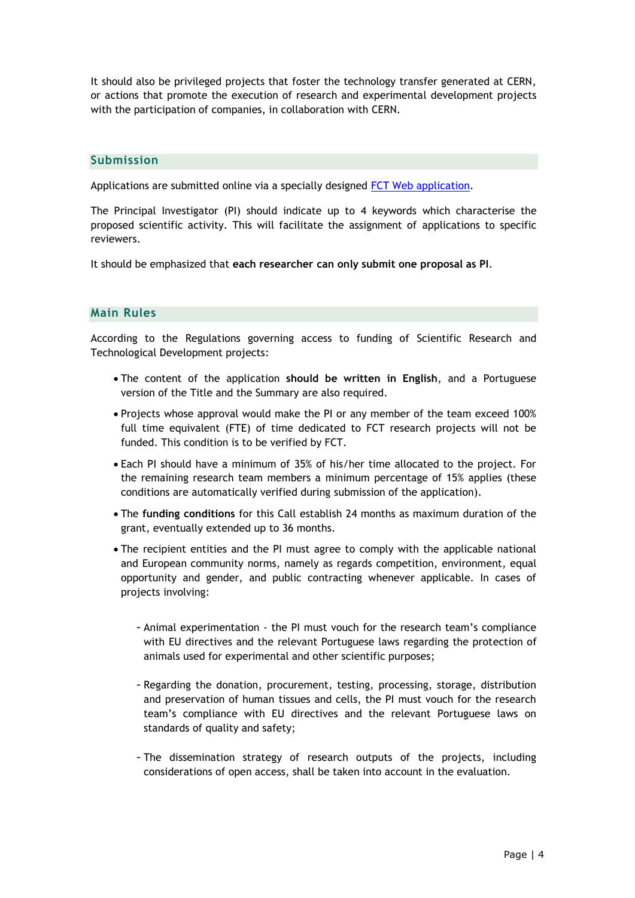It should also be privileged projects that foster the technology transfer generated at CERN, or actions that promote the execution of research and experimental development projects with the participation of companies, in collaboration with CERN.

## Submission

Applications are submitted online via a specially designed [FCT Web application](FCT Web application).

The Principal Investigator (PI) should indicate up to 4 keywords which characterise the proposed scientific activity. This will facilitate the assignment of applications to specific reviewers.

It should be emphasized that **each researcher can only submit one proposal as PI**.

## Main Rules

According to the Regulations governing access to funding of Scientific Research and Technological Development projects:

- The content of the application **should be written in English**, and a Portuguese version of the Title and the Summary are also required.
- Projects whose approval would make the PI or any member of the team exceed 100% full time equivalent (FTE) of time dedicated to FCT research projects will not be funded. This condition is to be verified by FCT.
- Each PI should have a minimum of 35% of his/her time allocated to the project. For the remaining research team members a minimum percentage of 15% applies (these conditions are automatically verified during submission of the application).
- The **funding conditions** for this Call establish 24 months as maximum duration of the grant, eventually extended up to 36 months.
- The recipient entities and the PI must agree to comply with the applicable national and European community norms, namely as regards competition, environment, equal opportunity and gender, and public contracting whenever applicable. In cases of projects involving:
  - Animal experimentation - the PI must vouch for the research team's compliance with EU directives and the relevant Portuguese laws regarding the protection of animals used for experimental and other scientific purposes;
  - Regarding the donation, procurement, testing, processing, storage, distribution and preservation of human tissues and cells, the PI must vouch for the research team's compliance with EU directives and the relevant Portuguese laws on standards of quality and safety;
  - The dissemination strategy of research outputs of the projects, including considerations of open access, shall be taken into account in the evaluation.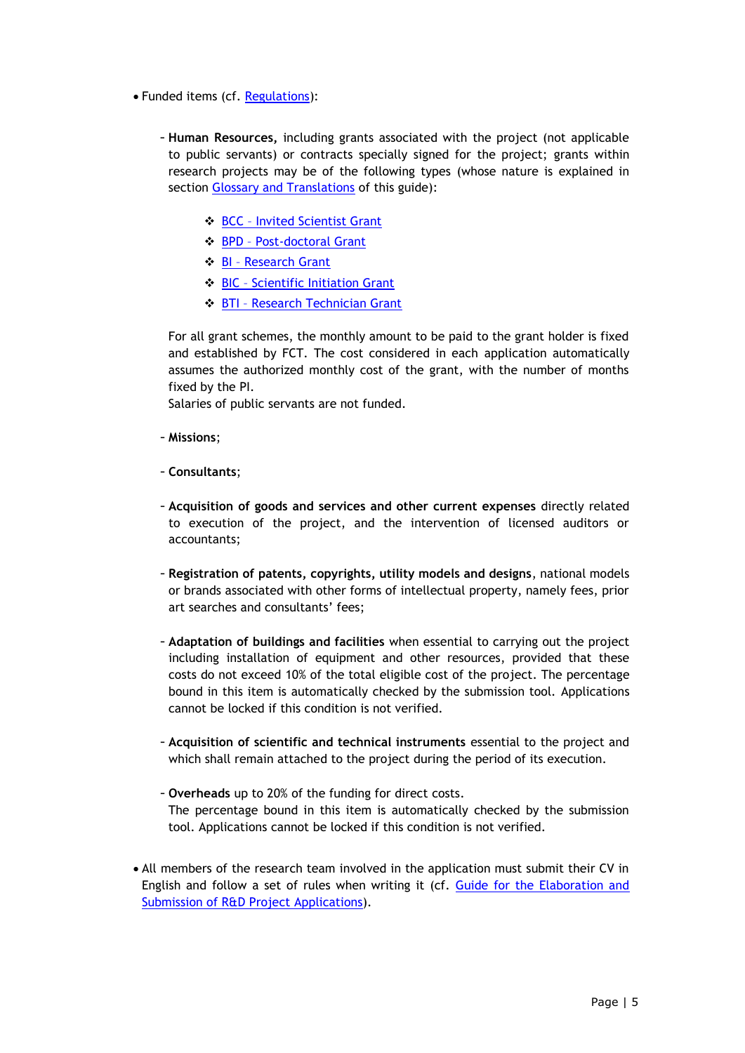- Funded items (cf. Regulations):

  - **Human Resources,** including grants associated with the project (not applicable to public servants) or contracts specially signed for the project; grants within research projects may be of the following types (whose nature is explained in section Glossary and Translations of this guide):

    - BCC – Invited Scientist Grant
    - BPD – Post-doctoral Grant
    - BI – Research Grant
    - BIC – Scientific Initiation Grant
    - BTI – Research Technician Grant

    For all grant schemes, the monthly amount to be paid to the grant holder is fixed and established by FCT. The cost considered in each application automatically assumes the authorized monthly cost of the grant, with the number of months fixed by the PI.
    Salaries of public servants are not funded.

  - **Missions**;

  - **Consultants**;

  - **Acquisition of goods and services and other current expenses** directly related to execution of the project, and the intervention of licensed auditors or accountants;

  - **Registration of patents, copyrights, utility models and designs**, national models or brands associated with other forms of intellectual property, namely fees, prior art searches and consultants' fees;

  - **Adaptation of buildings and facilities** when essential to carrying out the project including installation of equipment and other resources, provided that these costs do not exceed 10% of the total eligible cost of the project. The percentage bound in this item is automatically checked by the submission tool. Applications cannot be locked if this condition is not verified.

  - **Acquisition of scientific and technical instruments** essential to the project and which shall remain attached to the project during the period of its execution.

  - **Overheads** up to 20% of the funding for direct costs.
    The percentage bound in this item is automatically checked by the submission tool. Applications cannot be locked if this condition is not verified.

- All members of the research team involved in the application must submit their CV in English and follow a set of rules when writing it (cf. Guide for the Elaboration and Submission of R&D Project Applications).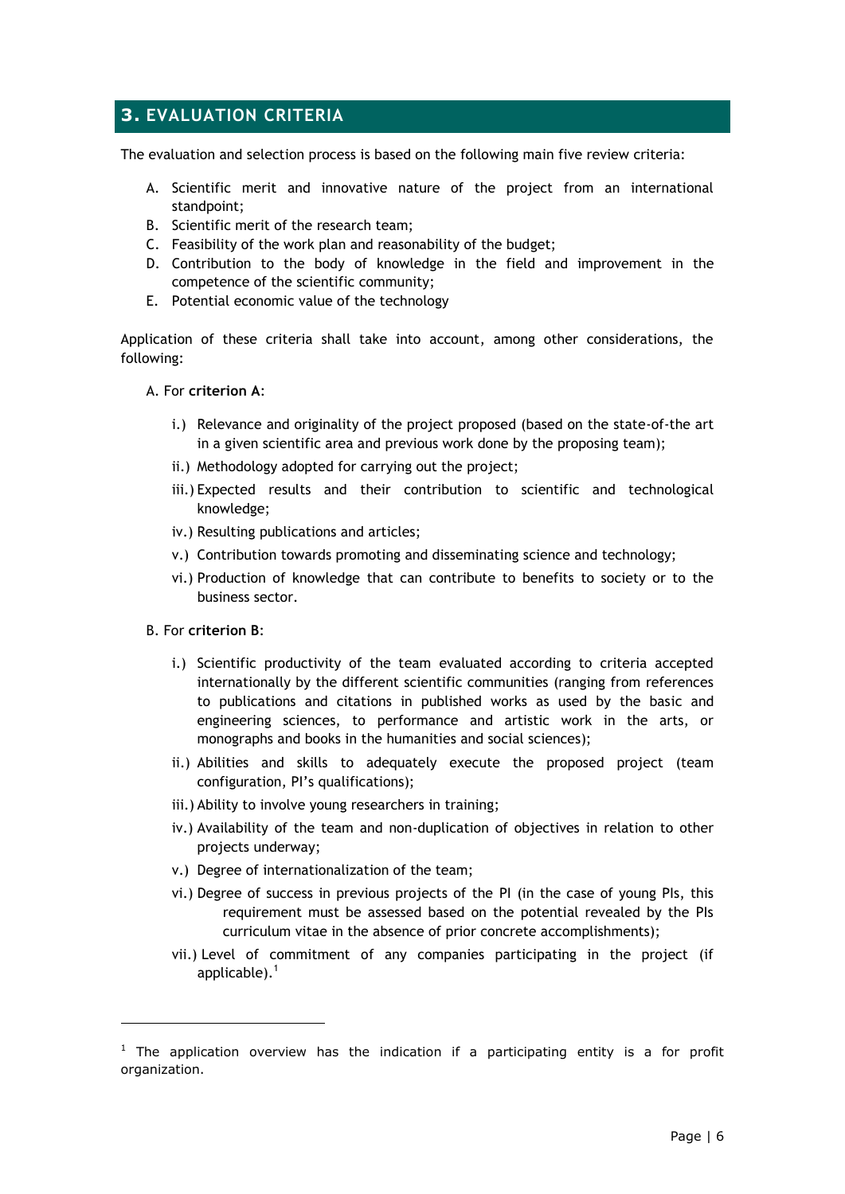## 3. EVALUATION CRITERIA

The evaluation and selection process is based on the following main five review criteria:

A. Scientific merit and innovative nature of the project from an international standpoint;
B. Scientific merit of the research team;
C. Feasibility of the work plan and reasonability of the budget;
D. Contribution to the body of knowledge in the field and improvement in the competence of the scientific community;
E. Potential economic value of the technology

Application of these criteria shall take into account, among other considerations, the following:

A. For **criterion A**:

- i.) Relevance and originality of the project proposed (based on the state-of-the art in a given scientific area and previous work done by the proposing team);
- ii.) Methodology adopted for carrying out the project;
- iii.) Expected results and their contribution to scientific and technological knowledge;
- iv.) Resulting publications and articles;
- v.) Contribution towards promoting and disseminating science and technology;
- vi.) Production of knowledge that can contribute to benefits to society or to the business sector.

B. For **criterion B**:

- i.) Scientific productivity of the team evaluated according to criteria accepted internationally by the different scientific communities (ranging from references to publications and citations in published works as used by the basic and engineering sciences, to performance and artistic work in the arts, or monographs and books in the humanities and social sciences);
- ii.) Abilities and skills to adequately execute the proposed project (team configuration, PI's qualifications);
- iii.) Ability to involve young researchers in training;
- iv.) Availability of the team and non-duplication of objectives in relation to other projects underway;
- v.) Degree of internationalization of the team;
- vi.) Degree of success in previous projects of the PI (in the case of young PIs, this requirement must be assessed based on the potential revealed by the PIs curriculum vitae in the absence of prior concrete accomplishments);
- vii.) Level of commitment of any companies participating in the project (if applicable).[1]

[1] The application overview has the indication if a participating entity is a for profit organization.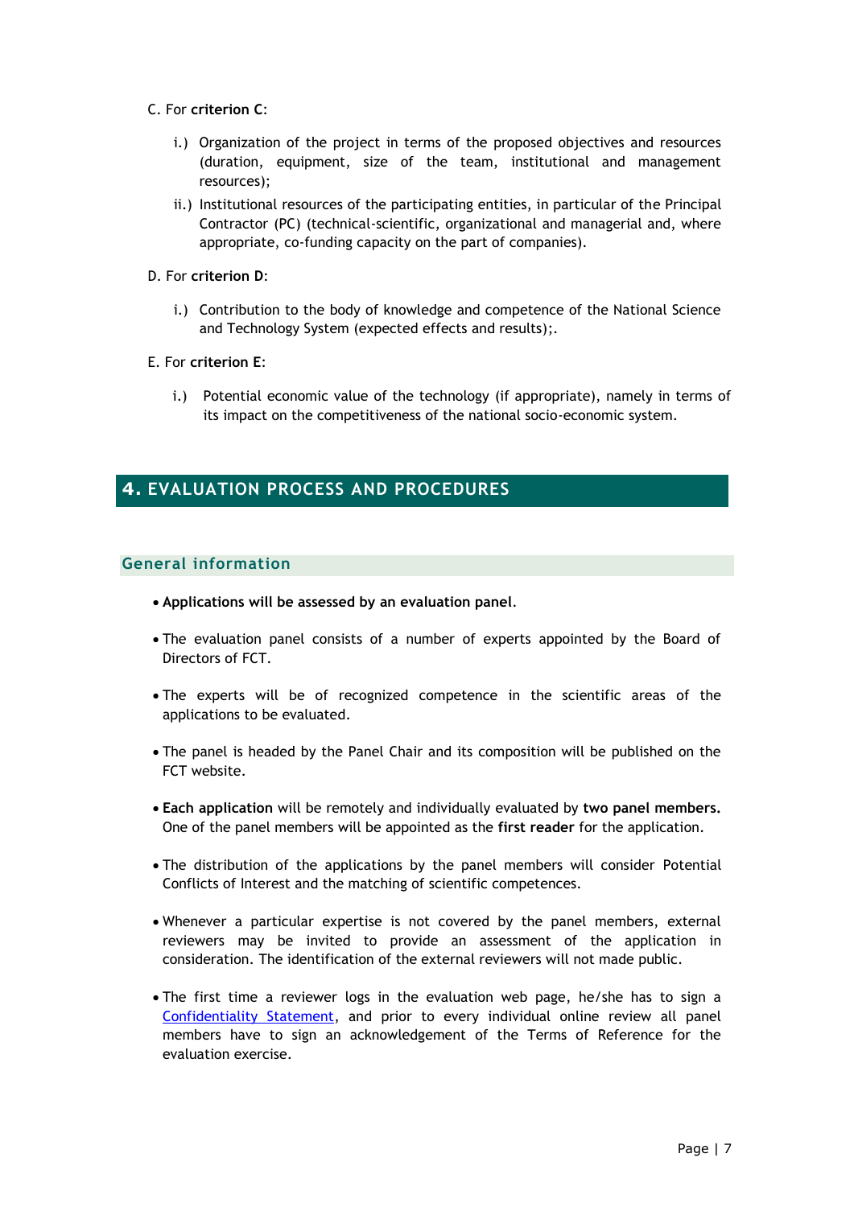C. For **criterion C**:

i.) Organization of the project in terms of the proposed objectives and resources (duration, equipment, size of the team, institutional and management resources);

ii.) Institutional resources of the participating entities, in particular of the Principal Contractor (PC) (technical-scientific, organizational and managerial and, where appropriate, co-funding capacity on the part of companies).

D. For **criterion D**:

i.) Contribution to the body of knowledge and competence of the National Science and Technology System (expected effects and results);.

E. For **criterion E**:

i.) Potential economic value of the technology (if appropriate), namely in terms of its impact on the competitiveness of the national socio-economic system.

## 4. EVALUATION PROCESS AND PROCEDURES

### General information

- **Applications will be assessed by an evaluation panel**.

- The evaluation panel consists of a number of experts appointed by the Board of Directors of FCT.

- The experts will be of recognized competence in the scientific areas of the applications to be evaluated.

- The panel is headed by the Panel Chair and its composition will be published on the FCT website.

- **Each application** will be remotely and individually evaluated by **two panel members.** One of the panel members will be appointed as the **first reader** for the application.

- The distribution of the applications by the panel members will consider Potential Conflicts of Interest and the matching of scientific competences.

- Whenever a particular expertise is not covered by the panel members, external reviewers may be invited to provide an assessment of the application in consideration. The identification of the external reviewers will not made public.

- The first time a reviewer logs in the evaluation web page, he/she has to sign a Confidentiality Statement, and prior to every individual online review all panel members have to sign an acknowledgement of the Terms of Reference for the evaluation exercise.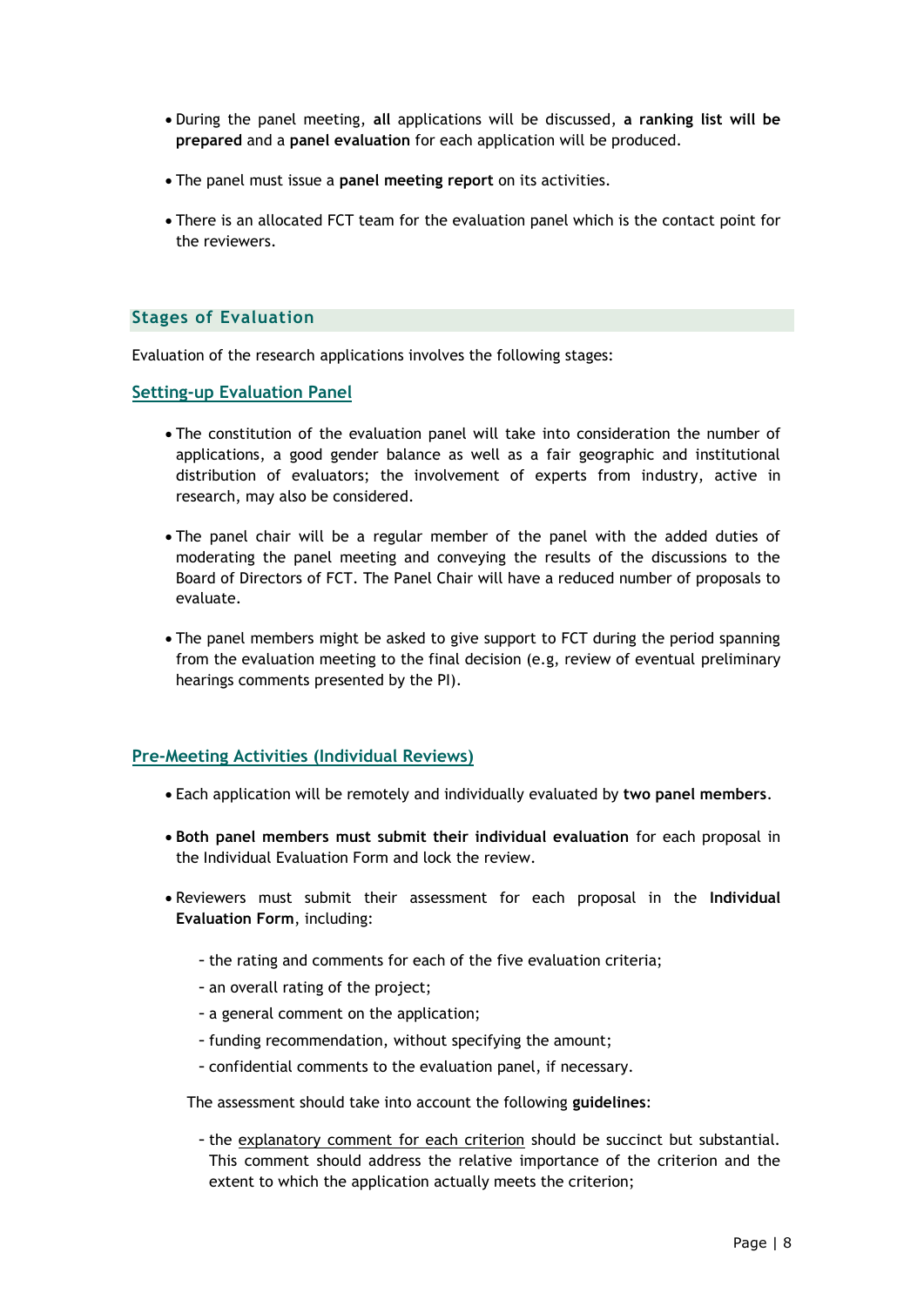- During the panel meeting, **all** applications will be discussed, **a ranking list will be prepared** and a **panel evaluation** for each application will be produced.

- The panel must issue a **panel meeting report** on its activities.

- There is an allocated FCT team for the evaluation panel which is the contact point for the reviewers.

## Stages of Evaluation

Evaluation of the research applications involves the following stages:

### Setting-up Evaluation Panel

- The constitution of the evaluation panel will take into consideration the number of applications, a good gender balance as well as a fair geographic and institutional distribution of evaluators; the involvement of experts from industry, active in research, may also be considered.

- The panel chair will be a regular member of the panel with the added duties of moderating the panel meeting and conveying the results of the discussions to the Board of Directors of FCT. The Panel Chair will have a reduced number of proposals to evaluate.

- The panel members might be asked to give support to FCT during the period spanning from the evaluation meeting to the final decision (e.g, review of eventual preliminary hearings comments presented by the PI).

### Pre-Meeting Activities (Individual Reviews)

- Each application will be remotely and individually evaluated by **two panel members**.

- **Both panel members must submit their individual evaluation** for each proposal in the Individual Evaluation Form and lock the review.

- Reviewers must submit their assessment for each proposal in the **Individual Evaluation Form**, including:

  - the rating and comments for each of the five evaluation criteria;
  - an overall rating of the project;
  - a general comment on the application;
  - funding recommendation, without specifying the amount;
  - confidential comments to the evaluation panel, if necessary.

  The assessment should take into account the following **guidelines**:

  - the explanatory comment for each criterion should be succinct but substantial. This comment should address the relative importance of the criterion and the extent to which the application actually meets the criterion;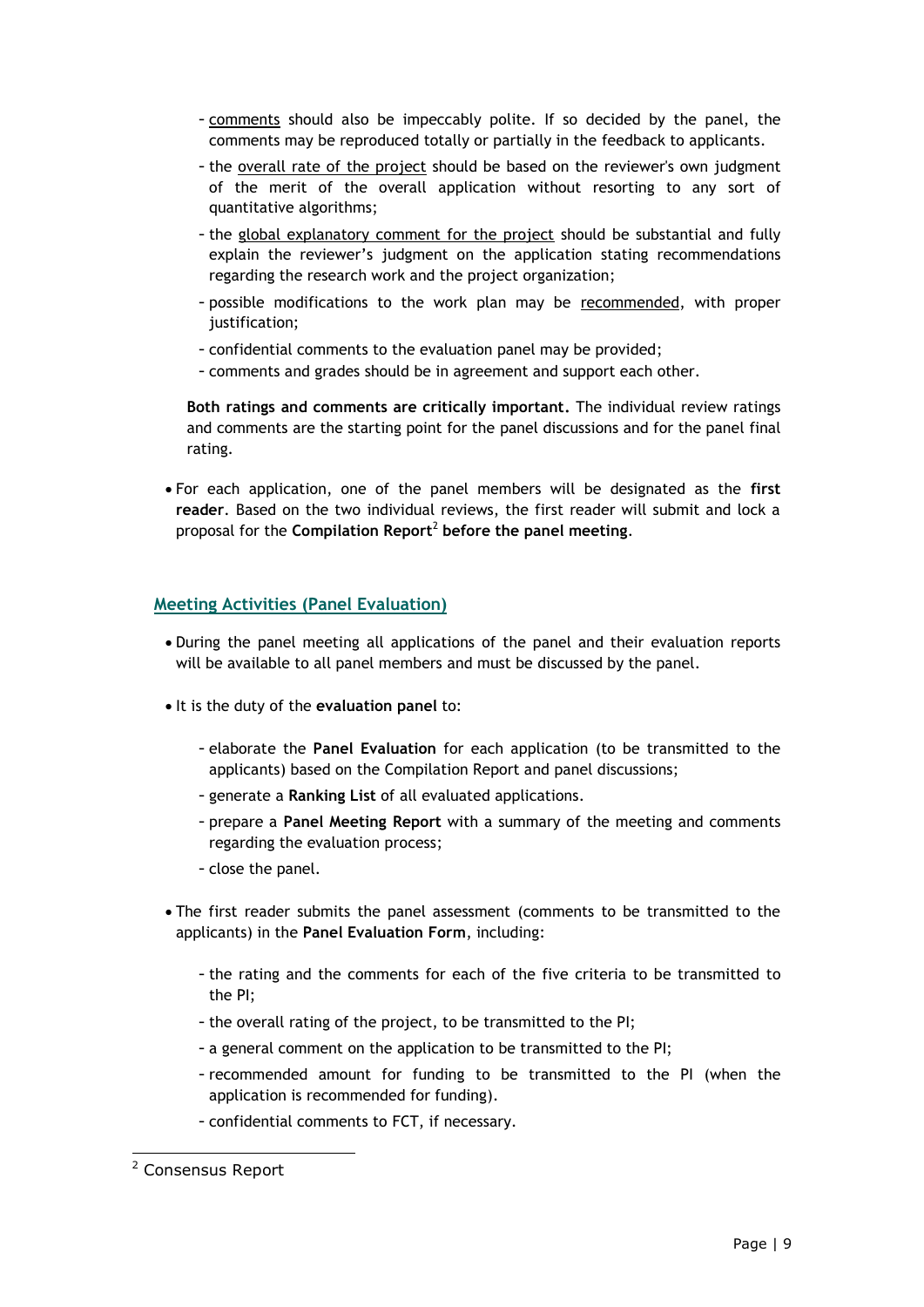- comments should also be impeccably polite. If so decided by the panel, the comments may be reproduced totally or partially in the feedback to applicants.
- the overall rate of the project should be based on the reviewer's own judgment of the merit of the overall application without resorting to any sort of quantitative algorithms;
- the global explanatory comment for the project should be substantial and fully explain the reviewer's judgment on the application stating recommendations regarding the research work and the project organization;
- possible modifications to the work plan may be recommended, with proper justification;
- confidential comments to the evaluation panel may be provided;
- comments and grades should be in agreement and support each other.

**Both ratings and comments are critically important.** The individual review ratings and comments are the starting point for the panel discussions and for the panel final rating.

- For each application, one of the panel members will be designated as the **first reader**. Based on the two individual reviews, the first reader will submit and lock a proposal for the **Compilation Report**[2] **before the panel meeting**.

## Meeting Activities (Panel Evaluation)

- During the panel meeting all applications of the panel and their evaluation reports will be available to all panel members and must be discussed by the panel.

- It is the duty of the **evaluation panel** to:
  - elaborate the **Panel Evaluation** for each application (to be transmitted to the applicants) based on the Compilation Report and panel discussions;
  - generate a **Ranking List** of all evaluated applications.
  - prepare a **Panel Meeting Report** with a summary of the meeting and comments regarding the evaluation process;
  - close the panel.

- The first reader submits the panel assessment (comments to be transmitted to the applicants) in the **Panel Evaluation Form**, including:
  - the rating and the comments for each of the five criteria to be transmitted to the PI;
  - the overall rating of the project, to be transmitted to the PI;
  - a general comment on the application to be transmitted to the PI;
  - recommended amount for funding to be transmitted to the PI (when the application is recommended for funding).
  - confidential comments to FCT, if necessary.

[2] Consensus Report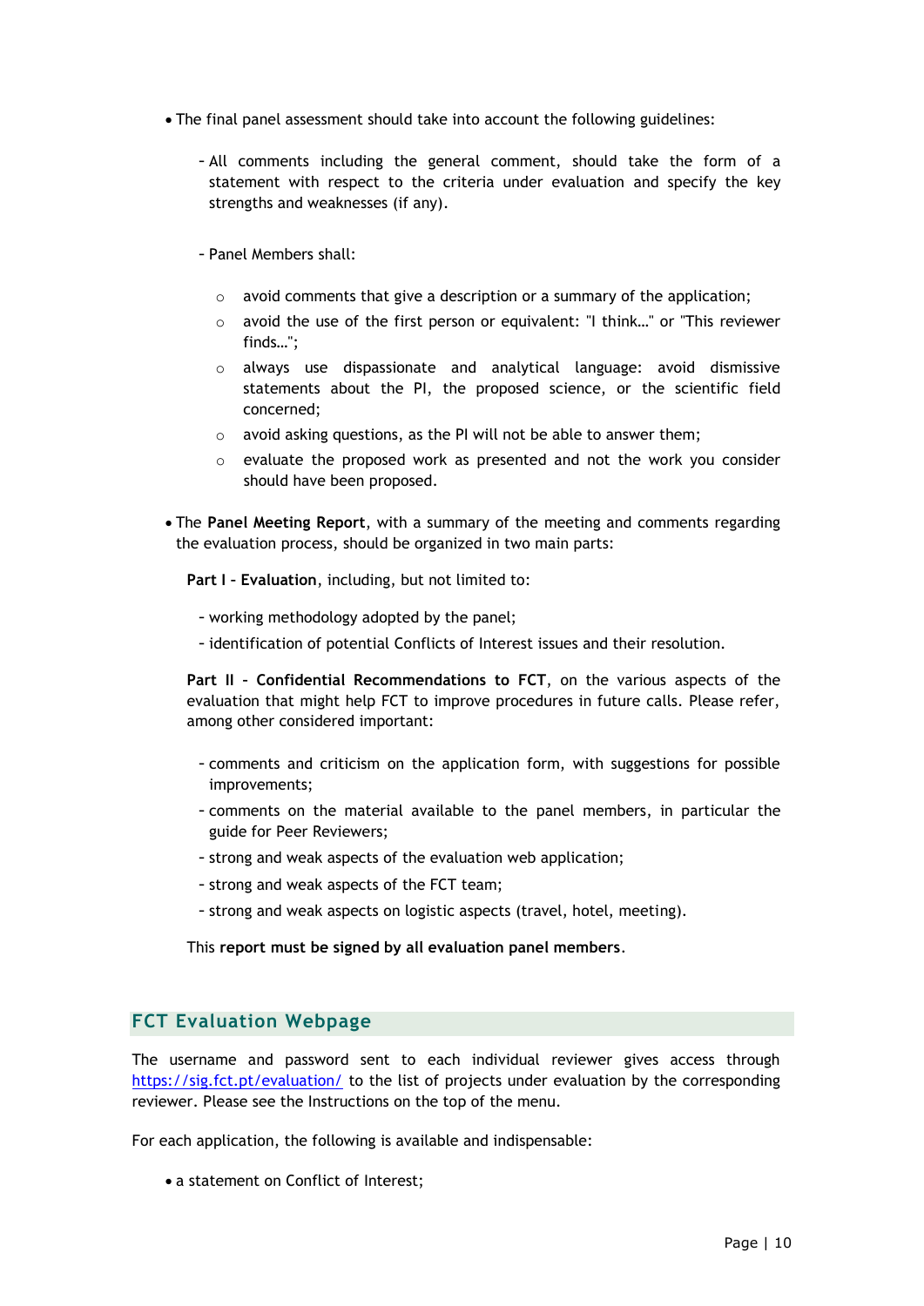- The final panel assessment should take into account the following guidelines:

  - All comments including the general comment, should take the form of a statement with respect to the criteria under evaluation and specify the key strengths and weaknesses (if any).

  - Panel Members shall:

    - avoid comments that give a description or a summary of the application;
    - avoid the use of the first person or equivalent: "I think…" or "This reviewer finds…";
    - always use dispassionate and analytical language: avoid dismissive statements about the PI, the proposed science, or the scientific field concerned;
    - avoid asking questions, as the PI will not be able to answer them;
    - evaluate the proposed work as presented and not the work you consider should have been proposed.

- The **Panel Meeting Report**, with a summary of the meeting and comments regarding the evaluation process, should be organized in two main parts:

  **Part I – Evaluation**, including, but not limited to:

  - working methodology adopted by the panel;
  - identification of potential Conflicts of Interest issues and their resolution.

  **Part II – Confidential Recommendations to FCT**, on the various aspects of the evaluation that might help FCT to improve procedures in future calls. Please refer, among other considered important:

  - comments and criticism on the application form, with suggestions for possible improvements;
  - comments on the material available to the panel members, in particular the guide for Peer Reviewers;
  - strong and weak aspects of the evaluation web application;
  - strong and weak aspects of the FCT team;
  - strong and weak aspects on logistic aspects (travel, hotel, meeting).

  This **report must be signed by all evaluation panel members**.

## FCT Evaluation Webpage

The username and password sent to each individual reviewer gives access through [https://sig.fct.pt/evaluation/](https://sig.fct.pt/evaluation/) to the list of projects under evaluation by the corresponding reviewer. Please see the Instructions on the top of the menu.

For each application, the following is available and indispensable:

- a statement on Conflict of Interest;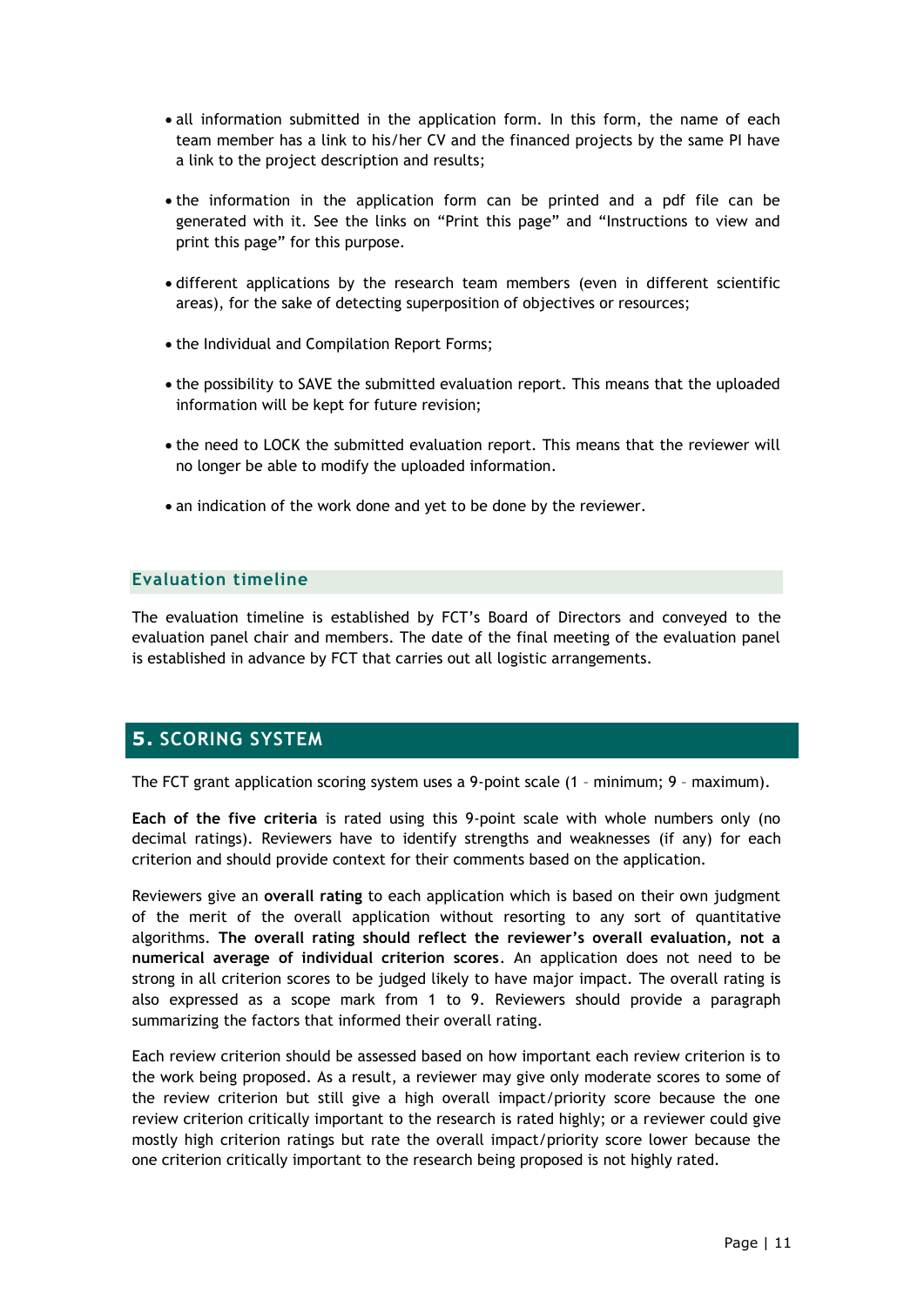- all information submitted in the application form. In this form, the name of each team member has a link to his/her CV and the financed projects by the same PI have a link to the project description and results;

- the information in the application form can be printed and a pdf file can be generated with it. See the links on "Print this page" and "Instructions to view and print this page" for this purpose.

- different applications by the research team members (even in different scientific areas), for the sake of detecting superposition of objectives or resources;

- the Individual and Compilation Report Forms;

- the possibility to SAVE the submitted evaluation report. This means that the uploaded information will be kept for future revision;

- the need to LOCK the submitted evaluation report. This means that the reviewer will no longer be able to modify the uploaded information.

- an indication of the work done and yet to be done by the reviewer.

### Evaluation timeline

The evaluation timeline is established by FCT's Board of Directors and conveyed to the evaluation panel chair and members. The date of the final meeting of the evaluation panel is established in advance by FCT that carries out all logistic arrangements.

## 5. SCORING SYSTEM

The FCT grant application scoring system uses a 9-point scale (1 – minimum; 9 – maximum).

**Each of the five criteria** is rated using this 9-point scale with whole numbers only (no decimal ratings). Reviewers have to identify strengths and weaknesses (if any) for each criterion and should provide context for their comments based on the application.

Reviewers give an **overall rating** to each application which is based on their own judgment of the merit of the overall application without resorting to any sort of quantitative algorithms. **The overall rating should reflect the reviewer's overall evaluation, not a numerical average of individual criterion scores**. An application does not need to be strong in all criterion scores to be judged likely to have major impact. The overall rating is also expressed as a scope mark from 1 to 9. Reviewers should provide a paragraph summarizing the factors that informed their overall rating.

Each review criterion should be assessed based on how important each review criterion is to the work being proposed. As a result, a reviewer may give only moderate scores to some of the review criterion but still give a high overall impact/priority score because the one review criterion critically important to the research is rated highly; or a reviewer could give mostly high criterion ratings but rate the overall impact/priority score lower because the one criterion critically important to the research being proposed is not highly rated.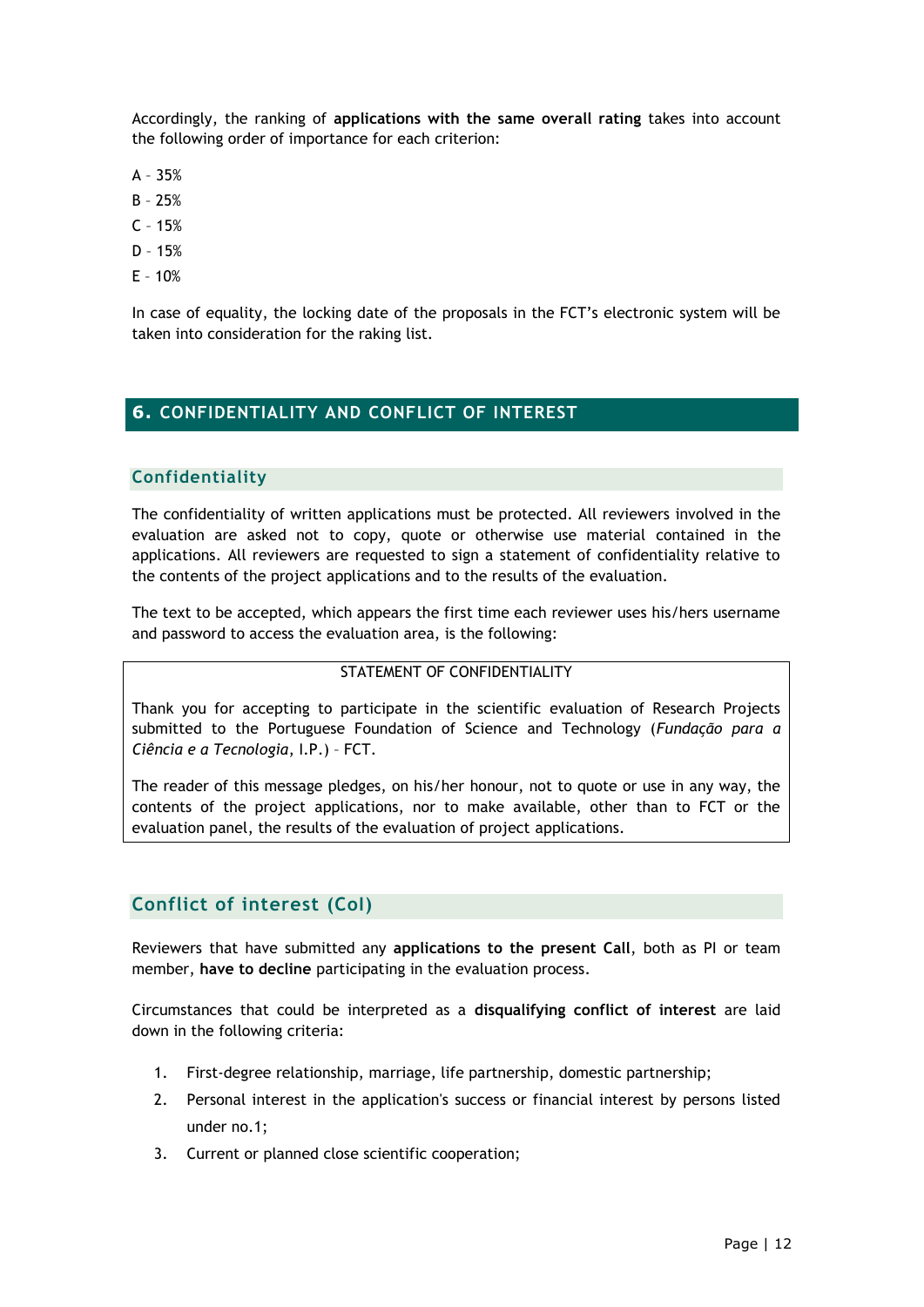Accordingly, the ranking of **applications with the same overall rating** takes into account the following order of importance for each criterion:

A – 35%

B – 25%

C – 15%

D – 15%

E – 10%

In case of equality, the locking date of the proposals in the FCT's electronic system will be taken into consideration for the raking list.

## 6. CONFIDENTIALITY AND CONFLICT OF INTEREST

### Confidentiality

The confidentiality of written applications must be protected. All reviewers involved in the evaluation are asked not to copy, quote or otherwise use material contained in the applications. All reviewers are requested to sign a statement of confidentiality relative to the contents of the project applications and to the results of the evaluation.

The text to be accepted, which appears the first time each reviewer uses his/hers username and password to access the evaluation area, is the following:

> STATEMENT OF CONFIDENTIALITY
>
> Thank you for accepting to participate in the scientific evaluation of Research Projects submitted to the Portuguese Foundation of Science and Technology (*Fundação para a Ciência e a Tecnologia*, I.P.) – FCT.
>
> The reader of this message pledges, on his/her honour, not to quote or use in any way, the contents of the project applications, nor to make available, other than to FCT or the evaluation panel, the results of the evaluation of project applications.

### Conflict of interest (CoI)

Reviewers that have submitted any **applications to the present Call**, both as PI or team member, **have to decline** participating in the evaluation process.

Circumstances that could be interpreted as a **disqualifying conflict of interest** are laid down in the following criteria:

1. First-degree relationship, marriage, life partnership, domestic partnership;
2. Personal interest in the application's success or financial interest by persons listed under no.1;
3. Current or planned close scientific cooperation;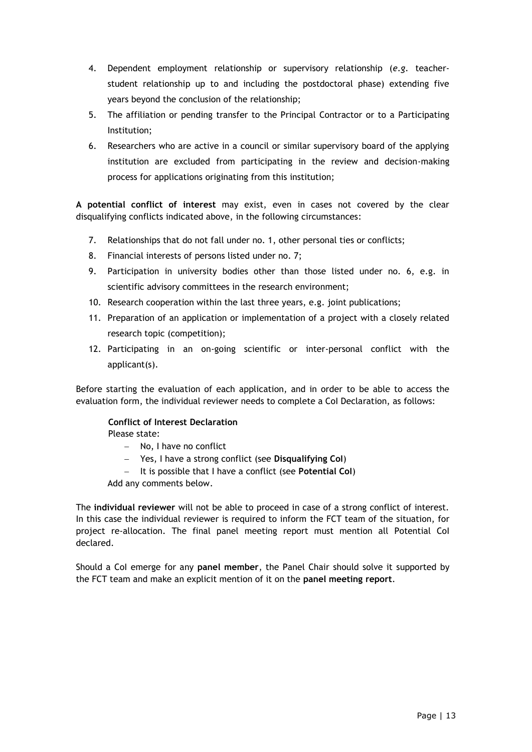4. Dependent employment relationship or supervisory relationship (*e.g.* teacher-student relationship up to and including the postdoctoral phase) extending five years beyond the conclusion of the relationship;
5. The affiliation or pending transfer to the Principal Contractor or to a Participating Institution;
6. Researchers who are active in a council or similar supervisory board of the applying institution are excluded from participating in the review and decision-making process for applications originating from this institution;

**A potential conflict of interest** may exist, even in cases not covered by the clear disqualifying conflicts indicated above, in the following circumstances:

7. Relationships that do not fall under no. 1, other personal ties or conflicts;
8. Financial interests of persons listed under no. 7;
9. Participation in university bodies other than those listed under no. 6, e.g. in scientific advisory committees in the research environment;
10. Research cooperation within the last three years, e.g. joint publications;
11. Preparation of an application or implementation of a project with a closely related research topic (competition);
12. Participating in an on-going scientific or inter-personal conflict with the applicant(s).

Before starting the evaluation of each application, and in order to be able to access the evaluation form, the individual reviewer needs to complete a CoI Declaration, as follows:

> **Conflict of Interest Declaration**
> Please state:
>
> - No, I have no conflict
> - Yes, I have a strong conflict (see **Disqualifying CoI**)
> - It is possible that I have a conflict (see **Potential CoI**)
>
> Add any comments below.

The **individual reviewer** will not be able to proceed in case of a strong conflict of interest. In this case the individual reviewer is required to inform the FCT team of the situation, for project re-allocation. The final panel meeting report must mention all Potential CoI declared.

Should a CoI emerge for any **panel member**, the Panel Chair should solve it supported by the FCT team and make an explicit mention of it on the **panel meeting report**.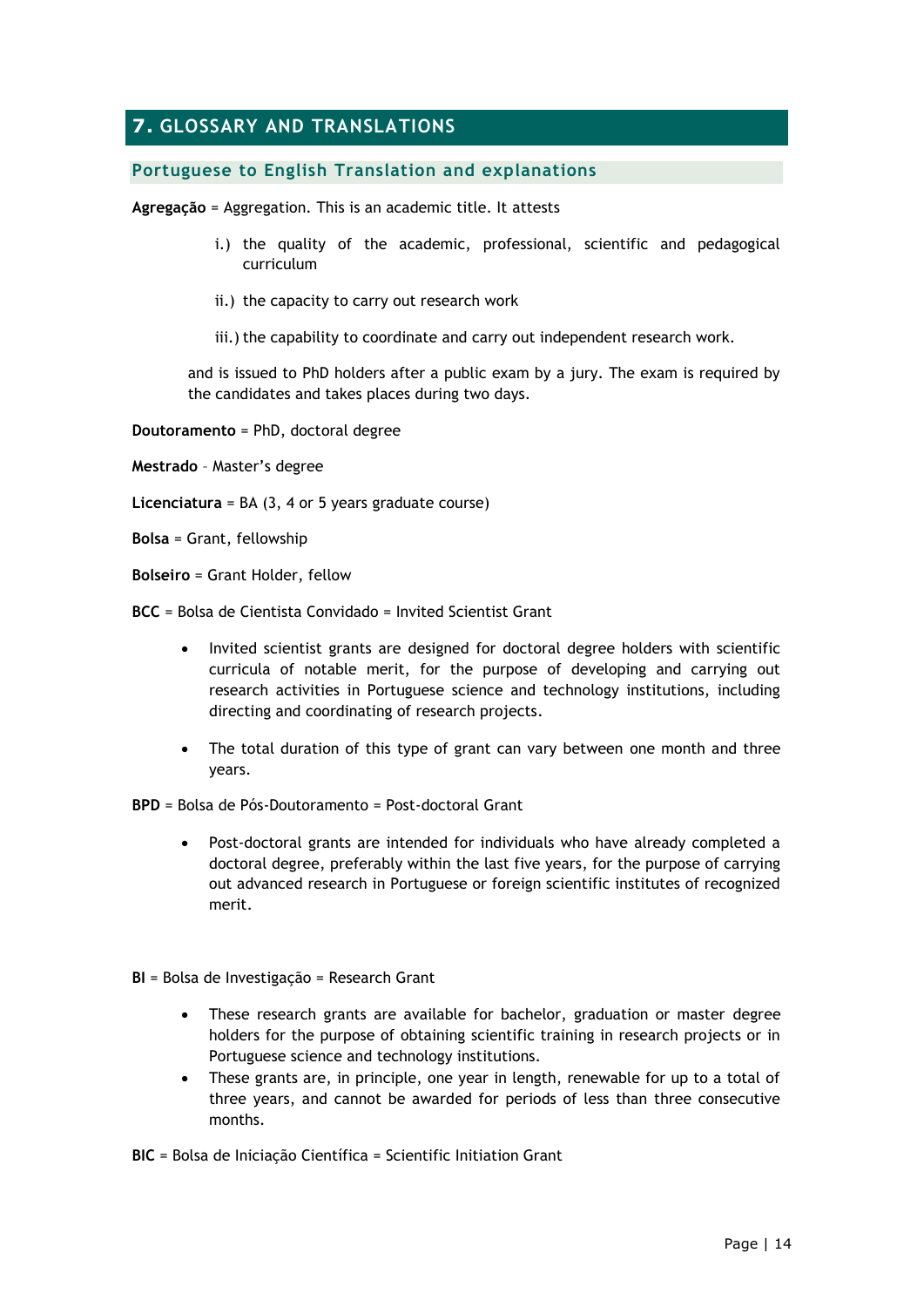## 7. GLOSSARY AND TRANSLATIONS

### Portuguese to English Translation and explanations

**Agregação** = Aggregation. This is an academic title. It attests

i.) the quality of the academic, professional, scientific and pedagogical curriculum

ii.) the capacity to carry out research work

iii.) the capability to coordinate and carry out independent research work.

and is issued to PhD holders after a public exam by a jury. The exam is required by the candidates and takes places during two days.

**Doutoramento** = PhD, doctoral degree

**Mestrado** – Master's degree

**Licenciatura** = BA (3, 4 or 5 years graduate course)

**Bolsa** = Grant, fellowship

**Bolseiro** = Grant Holder, fellow

**BCC** = Bolsa de Cientista Convidado = Invited Scientist Grant

- Invited scientist grants are designed for doctoral degree holders with scientific curricula of notable merit, for the purpose of developing and carrying out research activities in Portuguese science and technology institutions, including directing and coordinating of research projects.
- The total duration of this type of grant can vary between one month and three years.

**BPD** = Bolsa de Pós-Doutoramento = Post-doctoral Grant

- Post-doctoral grants are intended for individuals who have already completed a doctoral degree, preferably within the last five years, for the purpose of carrying out advanced research in Portuguese or foreign scientific institutes of recognized merit.

**BI** = Bolsa de Investigação = Research Grant

- These research grants are available for bachelor, graduation or master degree holders for the purpose of obtaining scientific training in research projects or in Portuguese science and technology institutions.
- These grants are, in principle, one year in length, renewable for up to a total of three years, and cannot be awarded for periods of less than three consecutive months.

**BIC** = Bolsa de Iniciação Científica = Scientific Initiation Grant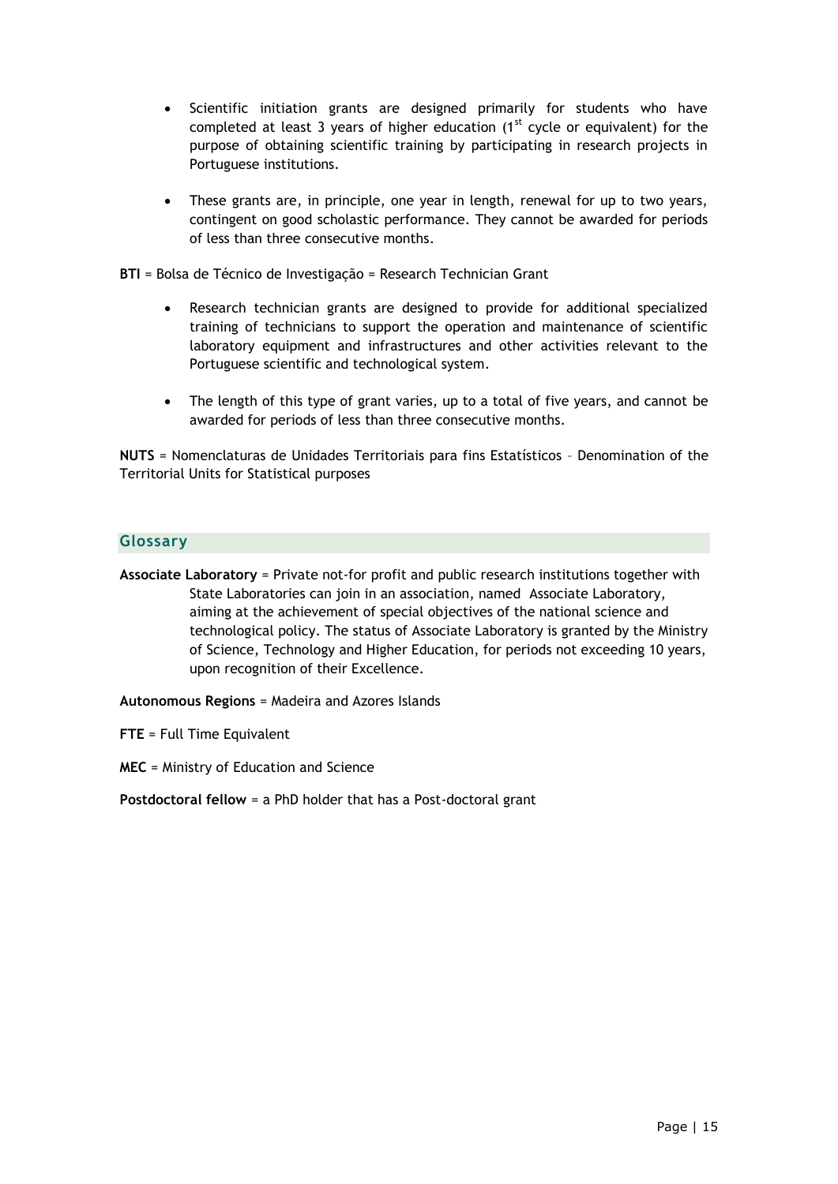- Scientific initiation grants are designed primarily for students who have completed at least 3 years of higher education (1st cycle or equivalent) for the purpose of obtaining scientific training by participating in research projects in Portuguese institutions.

- These grants are, in principle, one year in length, renewal for up to two years, contingent on good scholastic performance. They cannot be awarded for periods of less than three consecutive months.

**BTI** = Bolsa de Técnico de Investigação = Research Technician Grant

- Research technician grants are designed to provide for additional specialized training of technicians to support the operation and maintenance of scientific laboratory equipment and infrastructures and other activities relevant to the Portuguese scientific and technological system.

- The length of this type of grant varies, up to a total of five years, and cannot be awarded for periods of less than three consecutive months.

**NUTS** = Nomenclaturas de Unidades Territoriais para fins Estatísticos – Denomination of the Territorial Units for Statistical purposes

## Glossary

**Associate Laboratory** = Private not-for profit and public research institutions together with State Laboratories can join in an association, named Associate Laboratory, aiming at the achievement of special objectives of the national science and technological policy. The status of Associate Laboratory is granted by the Ministry of Science, Technology and Higher Education, for periods not exceeding 10 years, upon recognition of their Excellence.

**Autonomous Regions** = Madeira and Azores Islands

**FTE** = Full Time Equivalent

**MEC** = Ministry of Education and Science

**Postdoctoral fellow** = a PhD holder that has a Post-doctoral grant